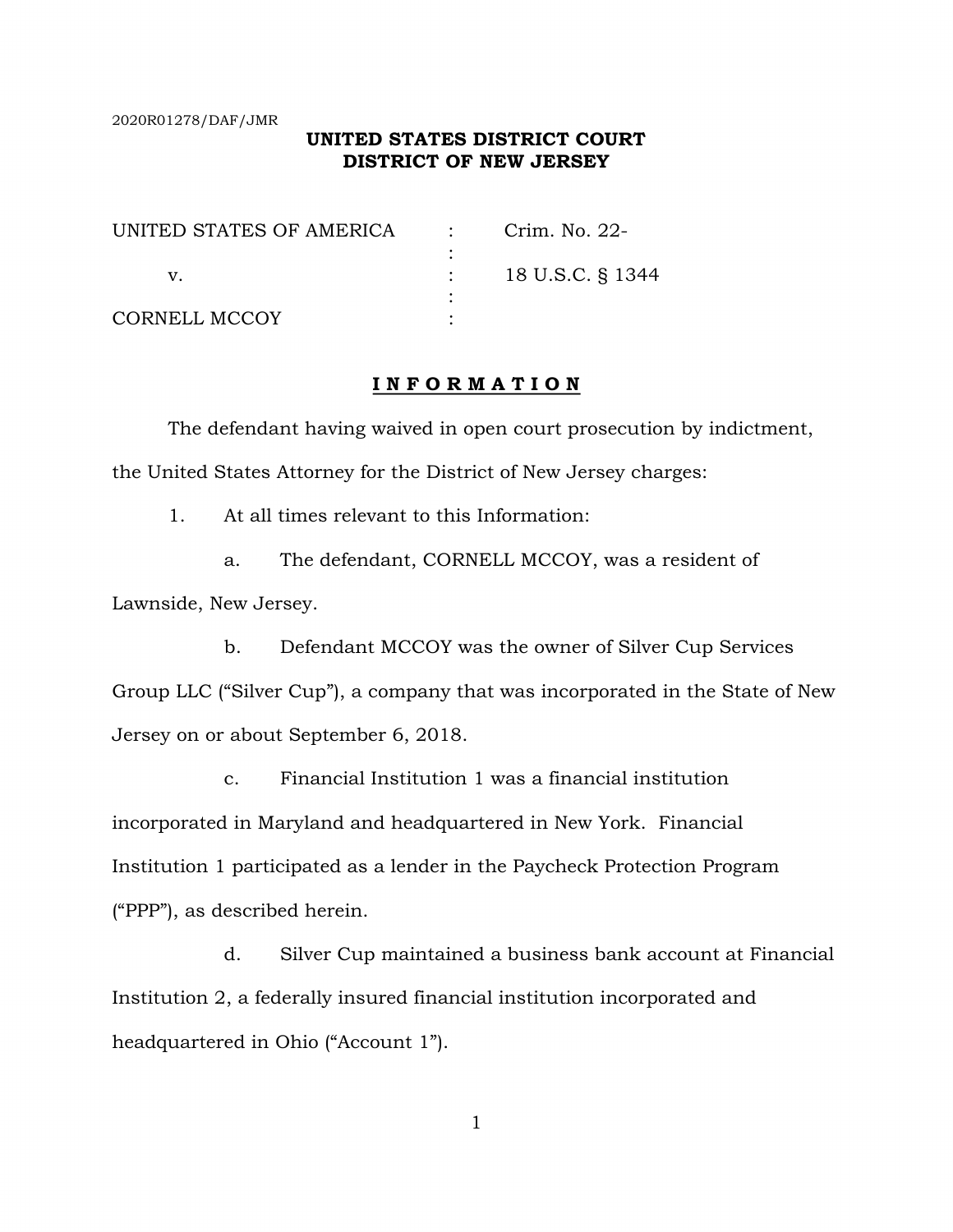2020R01278/DAF/JMR

**UNITED STATES DISTRICT COURT**
**DISTRICT OF NEW JERSEY**

| | | |
|---|---|---|
| UNITED STATES OF AMERICA | : | Crim. No. 22- |
| | : | |
| v. | : | 18 U.S.C. § 1344 |
| | : | |
| CORNELL MCCOY | : | |

# I N F O R M A T I O N

The defendant having waived in open court prosecution by indictment, the United States Attorney for the District of New Jersey charges:

1. At all times relevant to this Information:

a. The defendant, CORNELL MCCOY, was a resident of Lawnside, New Jersey.

b. Defendant MCCOY was the owner of Silver Cup Services Group LLC ("Silver Cup"), a company that was incorporated in the State of New Jersey on or about September 6, 2018.

c. Financial Institution 1 was a financial institution incorporated in Maryland and headquartered in New York. Financial Institution 1 participated as a lender in the Paycheck Protection Program ("PPP"), as described herein.

d. Silver Cup maintained a business bank account at Financial Institution 2, a federally insured financial institution incorporated and headquartered in Ohio ("Account 1").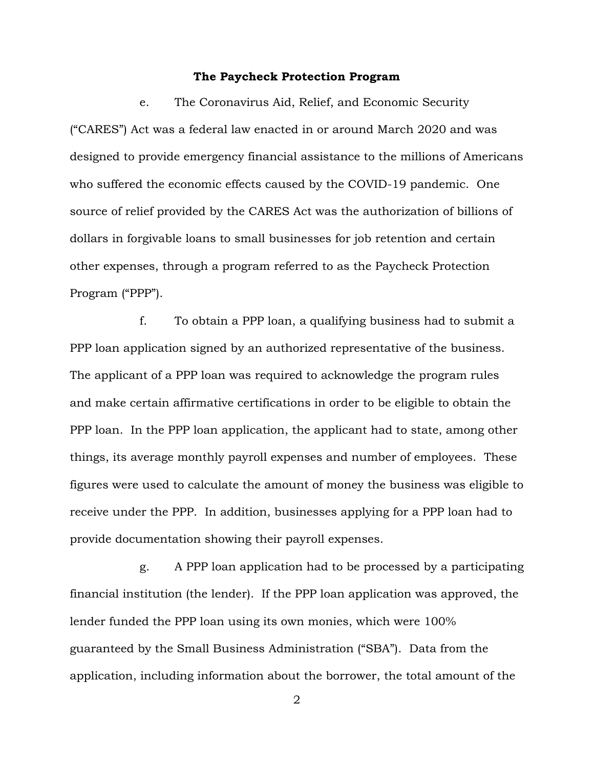**The Paycheck Protection Program**

e. The Coronavirus Aid, Relief, and Economic Security ("CARES") Act was a federal law enacted in or around March 2020 and was designed to provide emergency financial assistance to the millions of Americans who suffered the economic effects caused by the COVID-19 pandemic. One source of relief provided by the CARES Act was the authorization of billions of dollars in forgivable loans to small businesses for job retention and certain other expenses, through a program referred to as the Paycheck Protection Program ("PPP").

f. To obtain a PPP loan, a qualifying business had to submit a PPP loan application signed by an authorized representative of the business. The applicant of a PPP loan was required to acknowledge the program rules and make certain affirmative certifications in order to be eligible to obtain the PPP loan. In the PPP loan application, the applicant had to state, among other things, its average monthly payroll expenses and number of employees. These figures were used to calculate the amount of money the business was eligible to receive under the PPP. In addition, businesses applying for a PPP loan had to provide documentation showing their payroll expenses.

g. A PPP loan application had to be processed by a participating financial institution (the lender). If the PPP loan application was approved, the lender funded the PPP loan using its own monies, which were 100% guaranteed by the Small Business Administration ("SBA"). Data from the application, including information about the borrower, the total amount of the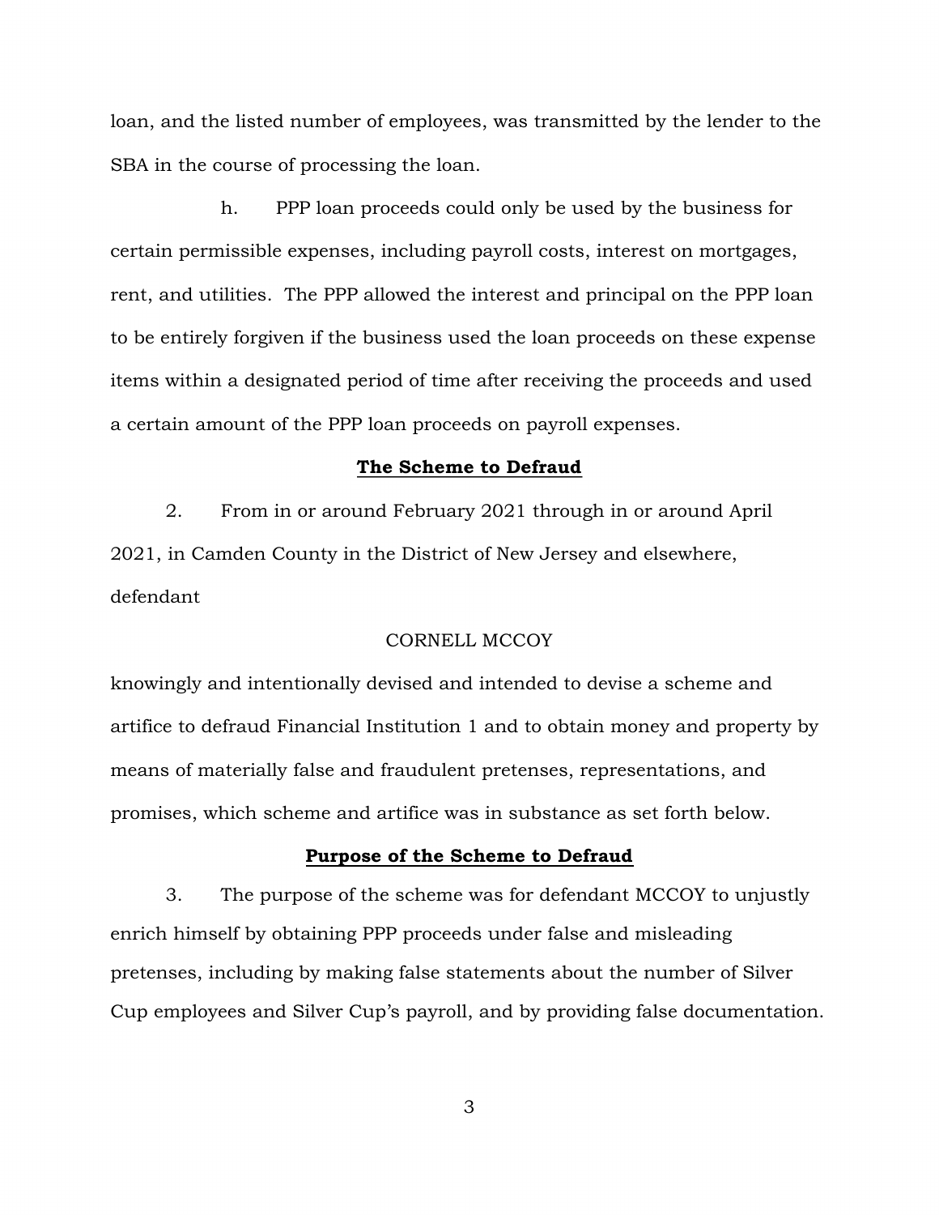loan, and the listed number of employees, was transmitted by the lender to the SBA in the course of processing the loan.

h. PPP loan proceeds could only be used by the business for certain permissible expenses, including payroll costs, interest on mortgages, rent, and utilities. The PPP allowed the interest and principal on the PPP loan to be entirely forgiven if the business used the loan proceeds on these expense items within a designated period of time after receiving the proceeds and used a certain amount of the PPP loan proceeds on payroll expenses.

## **The Scheme to Defraud**

2. From in or around February 2021 through in or around April 2021, in Camden County in the District of New Jersey and elsewhere, defendant

CORNELL MCCOY

knowingly and intentionally devised and intended to devise a scheme and artifice to defraud Financial Institution 1 and to obtain money and property by means of materially false and fraudulent pretenses, representations, and promises, which scheme and artifice was in substance as set forth below.

## **Purpose of the Scheme to Defraud**

3. The purpose of the scheme was for defendant MCCOY to unjustly enrich himself by obtaining PPP proceeds under false and misleading pretenses, including by making false statements about the number of Silver Cup employees and Silver Cup's payroll, and by providing false documentation.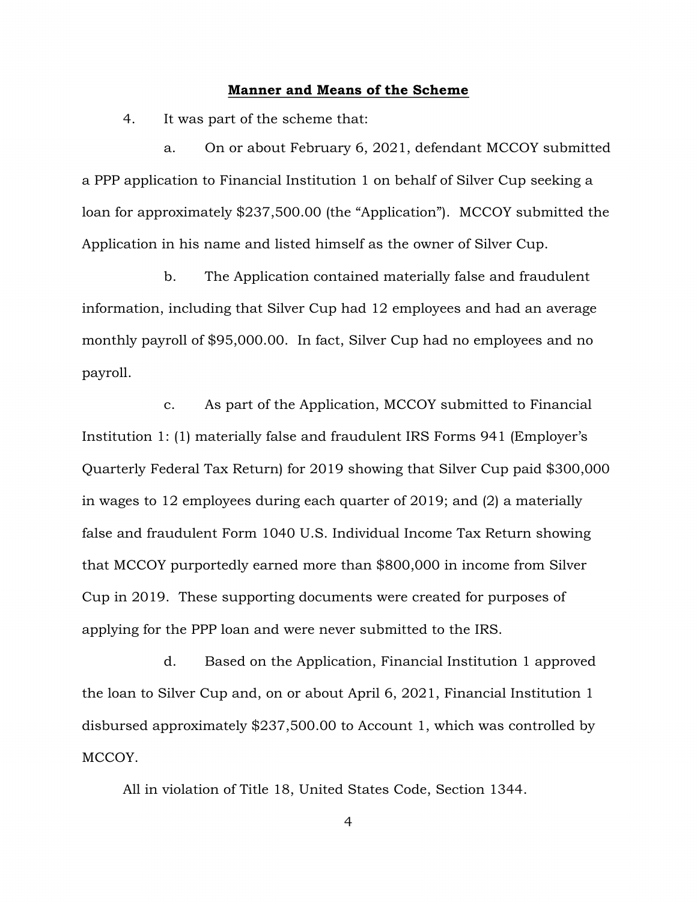**Manner and Means of the Scheme**

4. It was part of the scheme that:

a. On or about February 6, 2021, defendant MCCOY submitted a PPP application to Financial Institution 1 on behalf of Silver Cup seeking a loan for approximately $237,500.00 (the "Application"). MCCOY submitted the Application in his name and listed himself as the owner of Silver Cup.

b. The Application contained materially false and fraudulent information, including that Silver Cup had 12 employees and had an average monthly payroll of $95,000.00. In fact, Silver Cup had no employees and no payroll.

c. As part of the Application, MCCOY submitted to Financial Institution 1: (1) materially false and fraudulent IRS Forms 941 (Employer's Quarterly Federal Tax Return) for 2019 showing that Silver Cup paid $300,000 in wages to 12 employees during each quarter of 2019; and (2) a materially false and fraudulent Form 1040 U.S. Individual Income Tax Return showing that MCCOY purportedly earned more than $800,000 in income from Silver Cup in 2019. These supporting documents were created for purposes of applying for the PPP loan and were never submitted to the IRS.

d. Based on the Application, Financial Institution 1 approved the loan to Silver Cup and, on or about April 6, 2021, Financial Institution 1 disbursed approximately $237,500.00 to Account 1, which was controlled by MCCOY.

All in violation of Title 18, United States Code, Section 1344.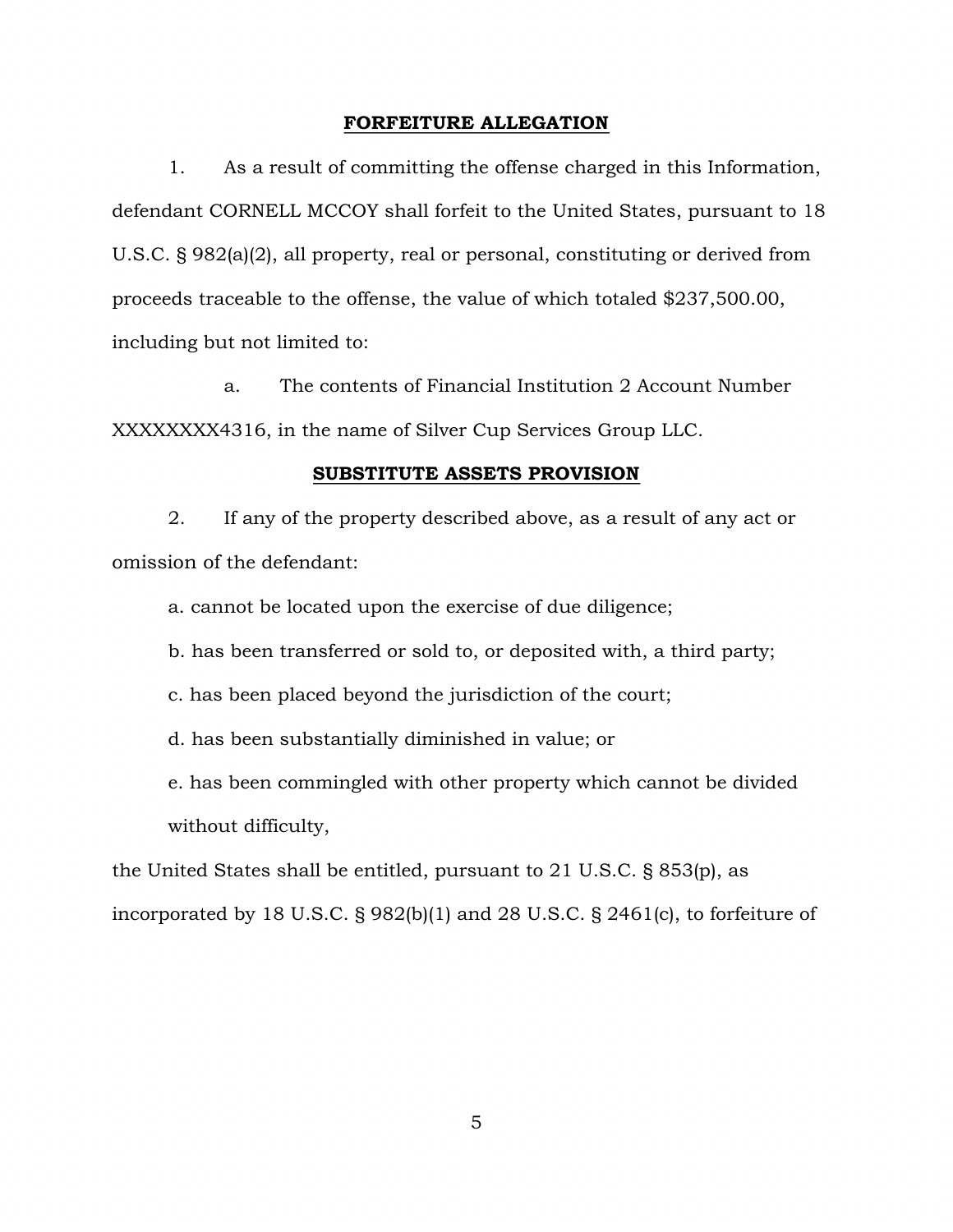## **FORFEITURE ALLEGATION**

1. As a result of committing the offense charged in this Information, defendant CORNELL MCCOY shall forfeit to the United States, pursuant to 18 U.S.C. § 982(a)(2), all property, real or personal, constituting or derived from proceeds traceable to the offense, the value of which totaled $237,500.00, including but not limited to:

   a. The contents of Financial Institution 2 Account Number XXXXXXXX4316, in the name of Silver Cup Services Group LLC.

## **SUBSTITUTE ASSETS PROVISION**

2. If any of the property described above, as a result of any act or omission of the defendant:

   a. cannot be located upon the exercise of due diligence;

   b. has been transferred or sold to, or deposited with, a third party;

   c. has been placed beyond the jurisdiction of the court;

   d. has been substantially diminished in value; or

   e. has been commingled with other property which cannot be divided without difficulty,

the United States shall be entitled, pursuant to 21 U.S.C. § 853(p), as incorporated by 18 U.S.C. § 982(b)(1) and 28 U.S.C. § 2461(c), to forfeiture of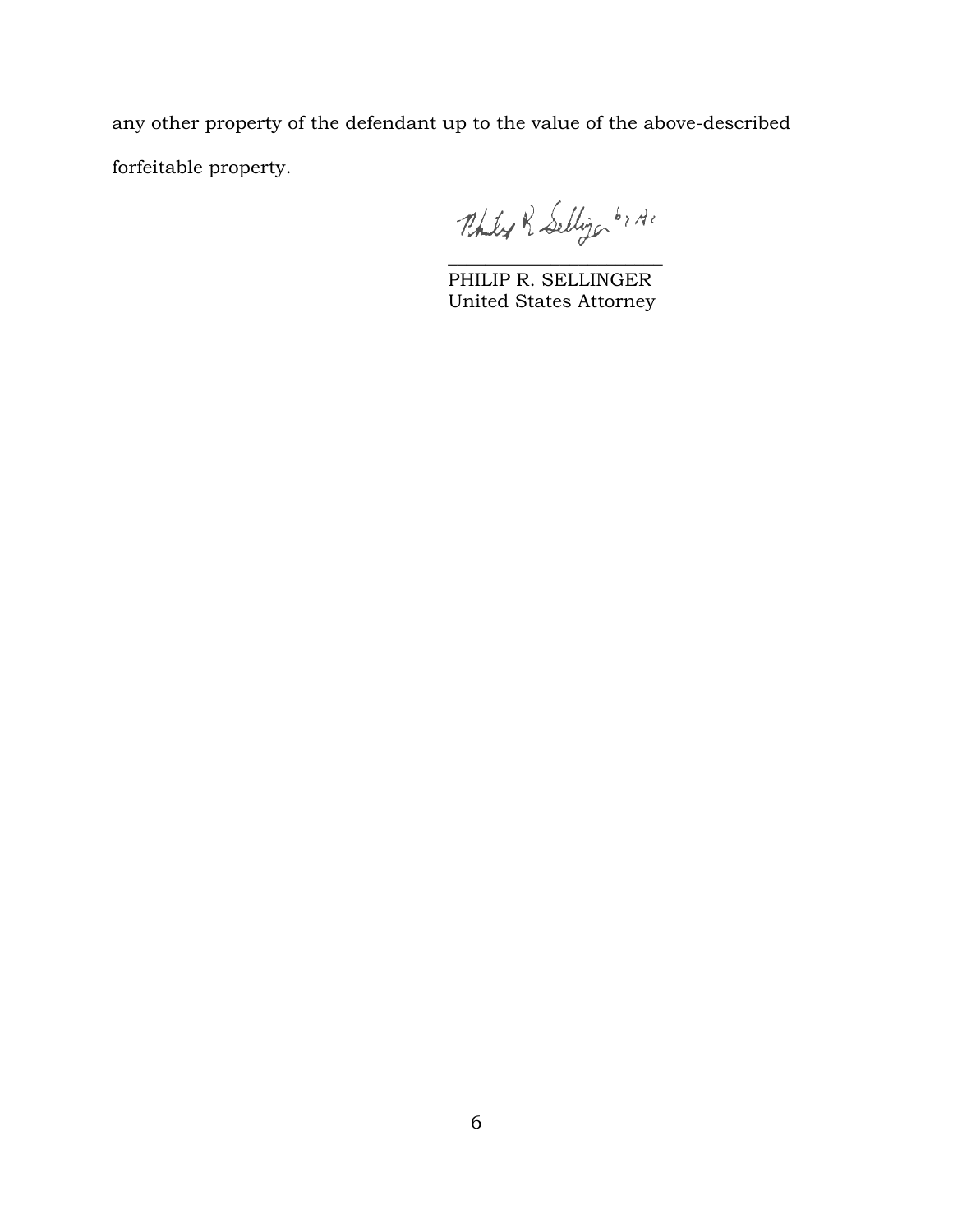any other property of the defendant up to the value of the above-described forfeitable property.

Philip R. Sellinger by AC

\_\_\_\_\_\_\_\_\_\_\_\_\_\_\_\_\_\_\_\_\_\_\_\_
PHILIP R. SELLINGER
United States Attorney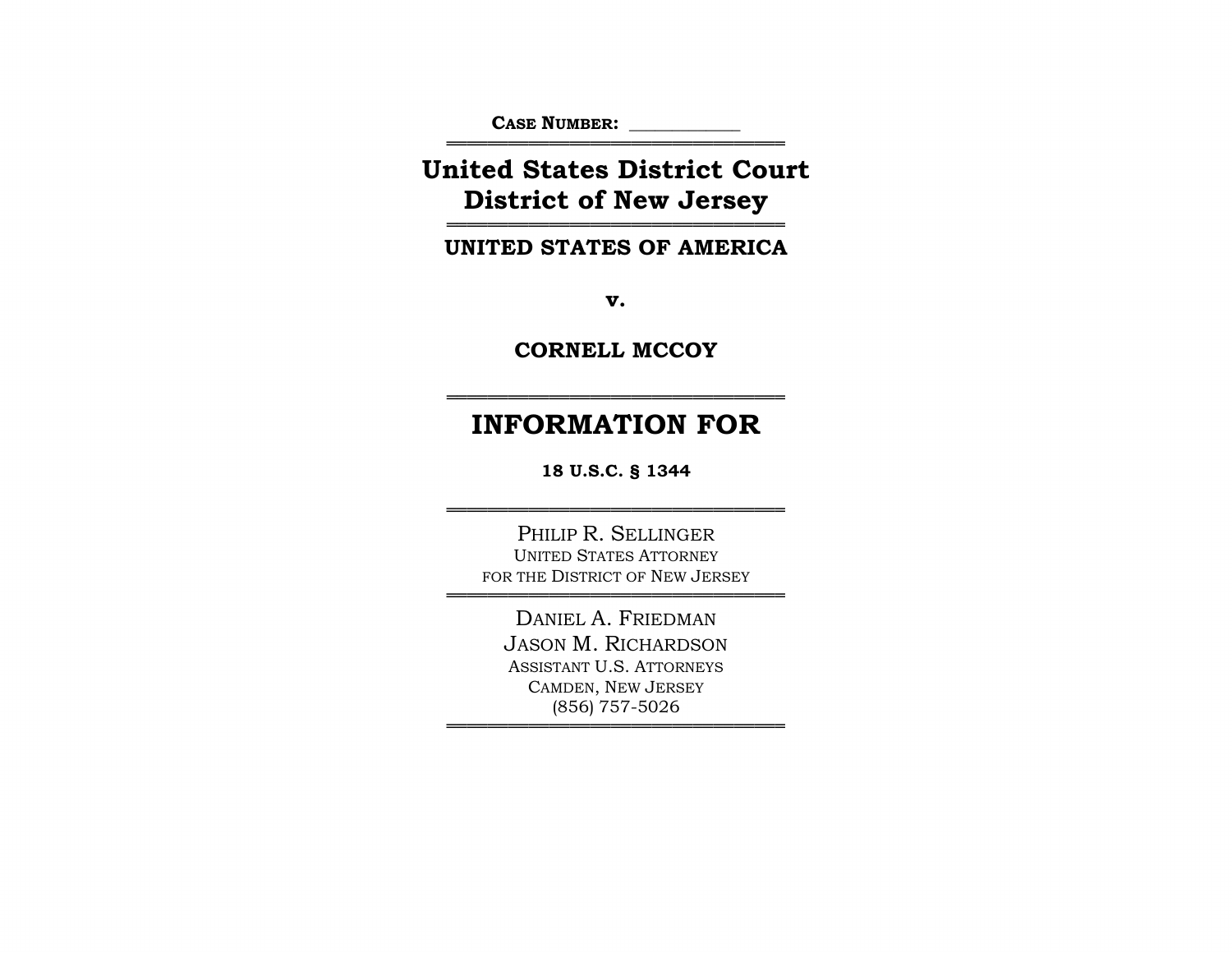**CASE NUMBER:** ____________

# United States District Court
# District of New Jersey

**UNITED STATES OF AMERICA**

**v.**

**CORNELL MCCOY**

## INFORMATION FOR

**18 U.S.C. § 1344**

PHILIP R. SELLINGER
UNITED STATES ATTORNEY
FOR THE DISTRICT OF NEW JERSEY

DANIEL A. FRIEDMAN
JASON M. RICHARDSON
ASSISTANT U.S. ATTORNEYS
CAMDEN, NEW JERSEY
(856) 757-5026